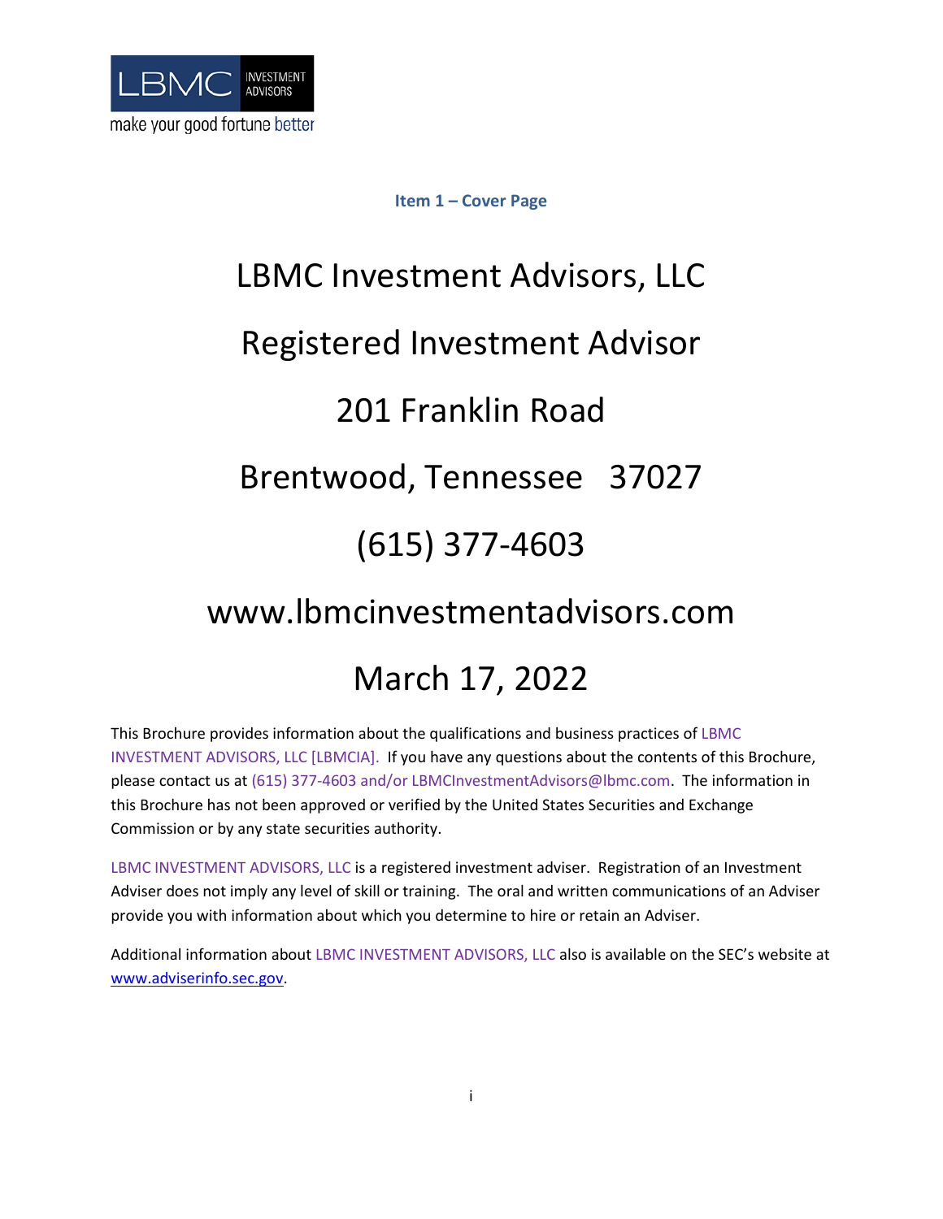LBMC INVESTMENT ADVISORS

make your good fortune better

## Item 1 – Cover Page

# LBMC Investment Advisors, LLC

# Registered Investment Advisor

# 201 Franklin Road

# Brentwood, Tennessee 37027

# (615) 377-4603

# www.lbmcinvestmentadvisors.com

# March 17, 2022

This Brochure provides information about the qualifications and business practices of LBMC INVESTMENT ADVISORS, LLC [LBMCIA]. If you have any questions about the contents of this Brochure, please contact us at (615) 377-4603 and/or LBMCInvestmentAdvisors@lbmc.com. The information in this Brochure has not been approved or verified by the United States Securities and Exchange Commission or by any state securities authority.

LBMC INVESTMENT ADVISORS, LLC is a registered investment adviser. Registration of an Investment Adviser does not imply any level of skill or training. The oral and written communications of an Adviser provide you with information about which you determine to hire or retain an Adviser.

Additional information about LBMC INVESTMENT ADVISORS, LLC also is available on the SEC's website at www.adviserinfo.sec.gov.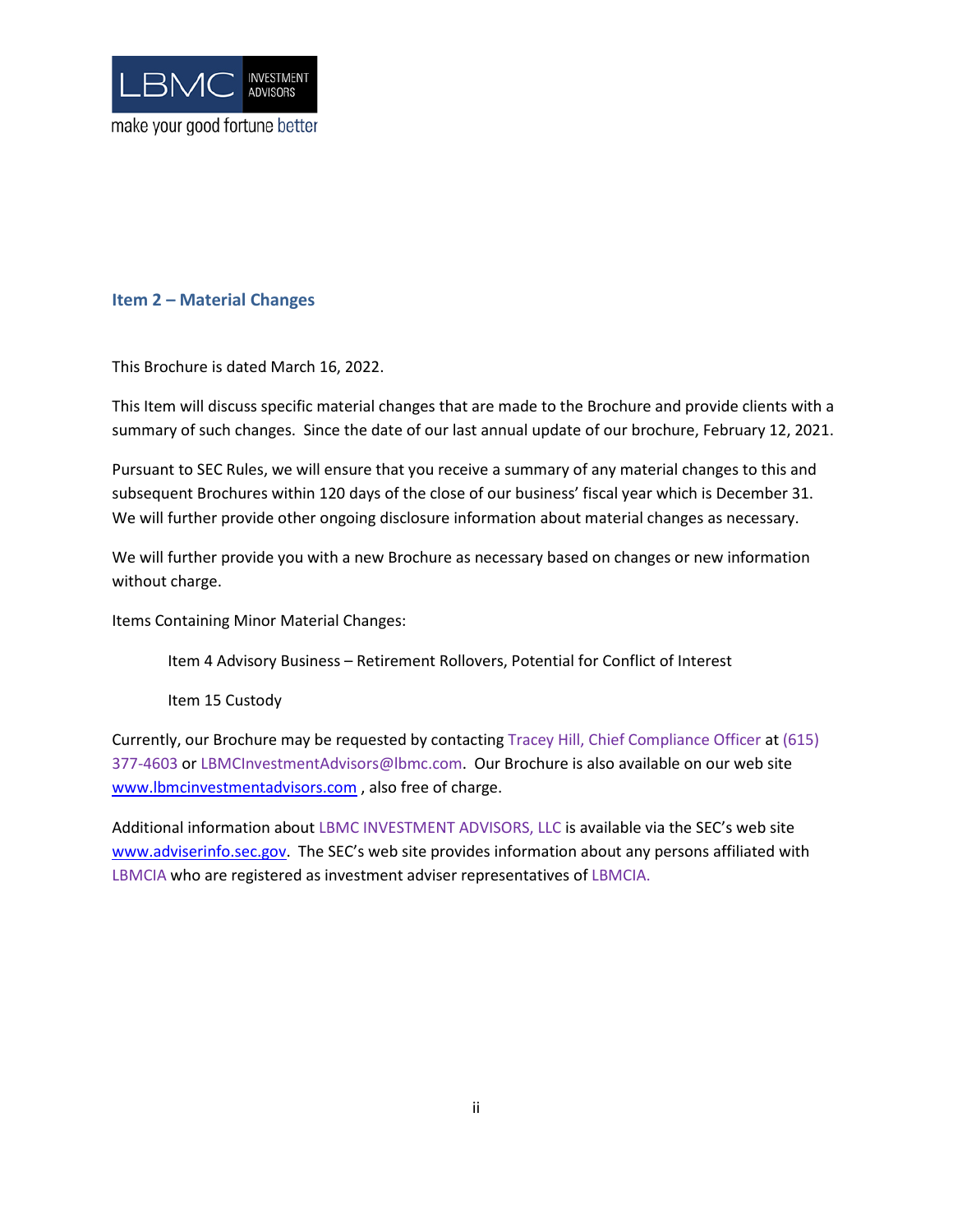## Item 2 – Material Changes

This Brochure is dated March 16, 2022.

This Item will discuss specific material changes that are made to the Brochure and provide clients with a summary of such changes. Since the date of our last annual update of our brochure, February 12, 2021.

Pursuant to SEC Rules, we will ensure that you receive a summary of any material changes to this and subsequent Brochures within 120 days of the close of our business' fiscal year which is December 31. We will further provide other ongoing disclosure information about material changes as necessary.

We will further provide you with a new Brochure as necessary based on changes or new information without charge.

Items Containing Minor Material Changes:

> Item 4 Advisory Business – Retirement Rollovers, Potential for Conflict of Interest
>
> Item 15 Custody

Currently, our Brochure may be requested by contacting Tracey Hill, Chief Compliance Officer at (615) 377-4603 or LBMCInvestmentAdvisors@lbmc.com. Our Brochure is also available on our web site www.lbmcinvestmentadvisors.com , also free of charge.

Additional information about LBMC INVESTMENT ADVISORS, LLC is available via the SEC's web site www.adviserinfo.sec.gov. The SEC's web site provides information about any persons affiliated with LBMCIA who are registered as investment adviser representatives of LBMCIA.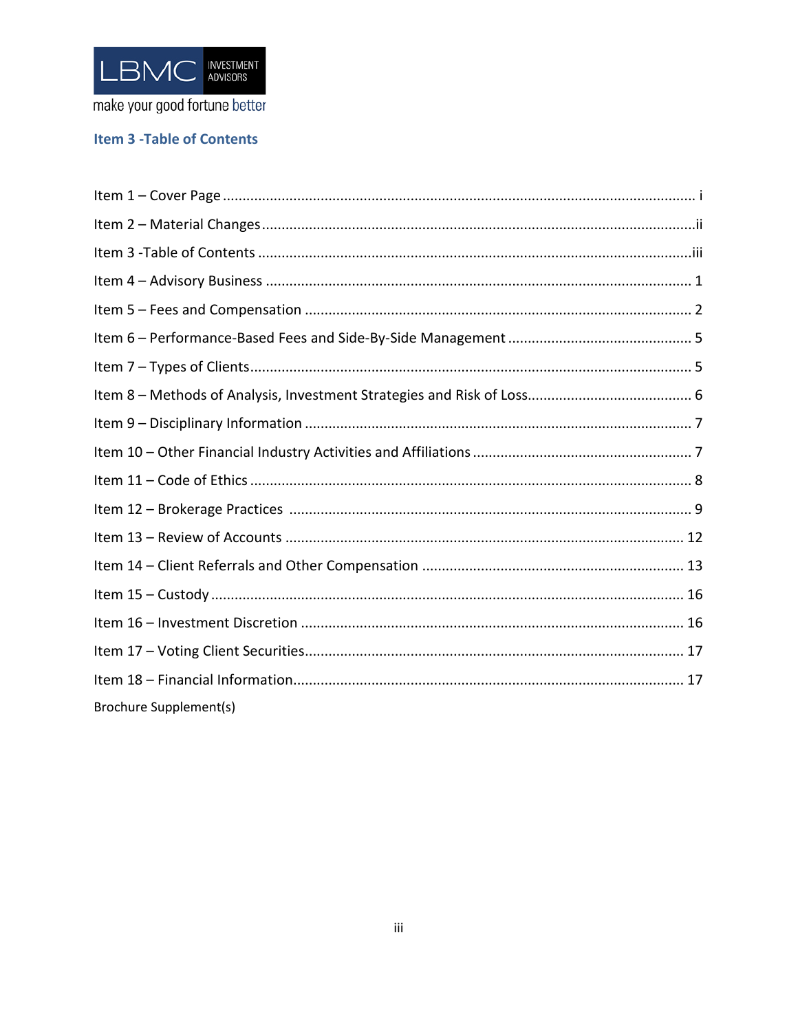LBMC INVESTMENT ADVISORS

make your good fortune better

## Item 3 -Table of Contents

Item 1 – Cover Page ........................................................................................................ i

Item 2 – Material Changes .............................................................................................. ii

Item 3 -Table of Contents ............................................................................................... iii

Item 4 – Advisory Business ............................................................................................. 1

Item 5 – Fees and Compensation .................................................................................... 2

Item 6 – Performance-Based Fees and Side-By-Side Management ................................. 5

Item 7 – Types of Clients ................................................................................................. 5

Item 8 – Methods of Analysis, Investment Strategies and Risk of Loss ............................ 6

Item 9 – Disciplinary Information .................................................................................... 7

Item 10 – Other Financial Industry Activities and Affiliations ......................................... 7

Item 11 – Code of Ethics ................................................................................................. 8

Item 12 – Brokerage Practices ......................................................................................... 9

Item 13 – Review of Accounts ........................................................................................ 12

Item 14 – Client Referrals and Other Compensation ..................................................... 13

Item 15 – Custody .......................................................................................................... 16

Item 16 – Investment Discretion .................................................................................... 16

Item 17 – Voting Client Securities .................................................................................. 17

Item 18 – Financial Information ..................................................................................... 17

Brochure Supplement(s)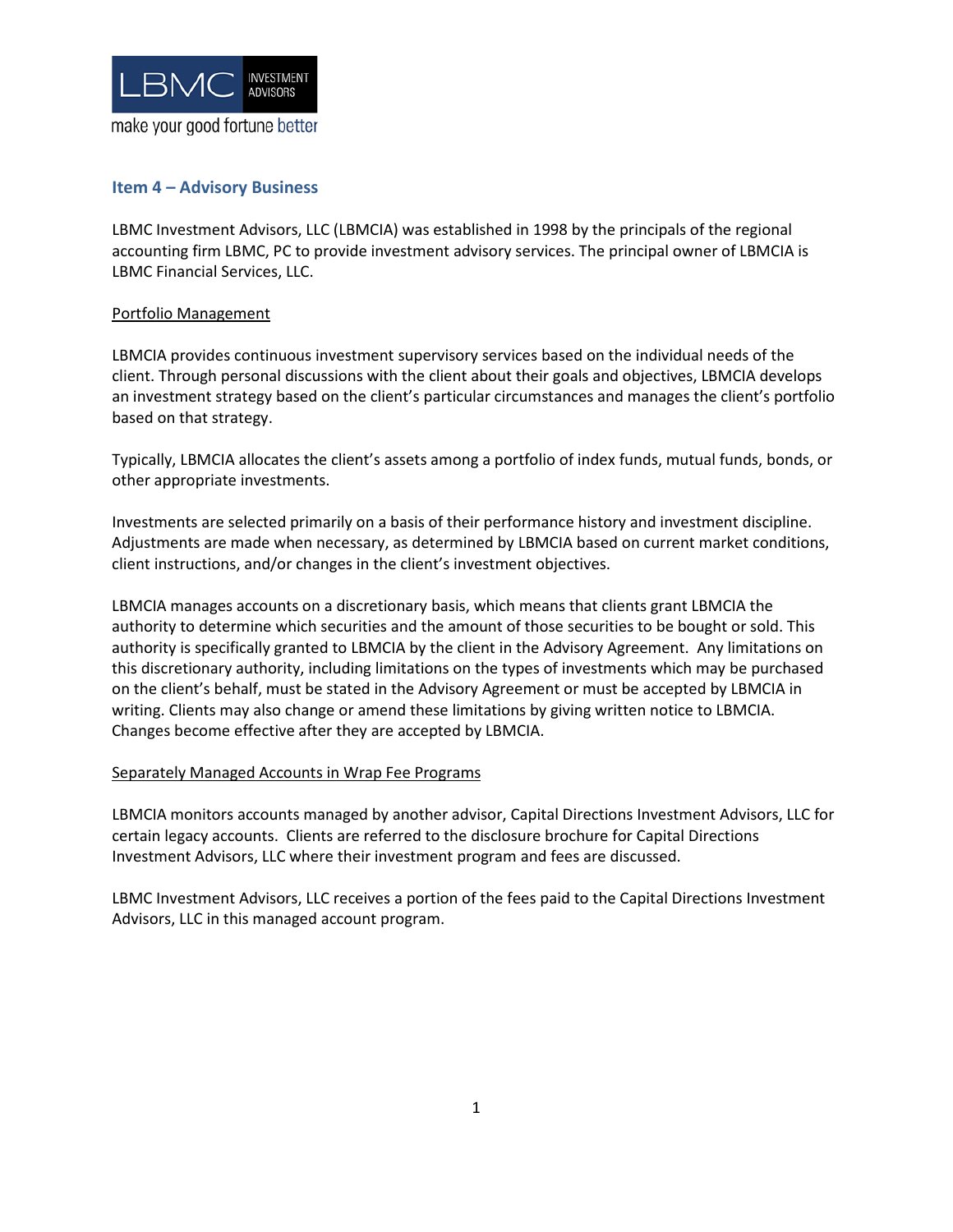## Item 4 – Advisory Business

LBMC Investment Advisors, LLC (LBMCIA) was established in 1998 by the principals of the regional accounting firm LBMC, PC to provide investment advisory services. The principal owner of LBMCIA is LBMC Financial Services, LLC.

### Portfolio Management

LBMCIA provides continuous investment supervisory services based on the individual needs of the client. Through personal discussions with the client about their goals and objectives, LBMCIA develops an investment strategy based on the client's particular circumstances and manages the client's portfolio based on that strategy.

Typically, LBMCIA allocates the client's assets among a portfolio of index funds, mutual funds, bonds, or other appropriate investments.

Investments are selected primarily on a basis of their performance history and investment discipline. Adjustments are made when necessary, as determined by LBMCIA based on current market conditions, client instructions, and/or changes in the client's investment objectives.

LBMCIA manages accounts on a discretionary basis, which means that clients grant LBMCIA the authority to determine which securities and the amount of those securities to be bought or sold. This authority is specifically granted to LBMCIA by the client in the Advisory Agreement. Any limitations on this discretionary authority, including limitations on the types of investments which may be purchased on the client's behalf, must be stated in the Advisory Agreement or must be accepted by LBMCIA in writing. Clients may also change or amend these limitations by giving written notice to LBMCIA. Changes become effective after they are accepted by LBMCIA.

### Separately Managed Accounts in Wrap Fee Programs

LBMCIA monitors accounts managed by another advisor, Capital Directions Investment Advisors, LLC for certain legacy accounts. Clients are referred to the disclosure brochure for Capital Directions Investment Advisors, LLC where their investment program and fees are discussed.

LBMC Investment Advisors, LLC receives a portion of the fees paid to the Capital Directions Investment Advisors, LLC in this managed account program.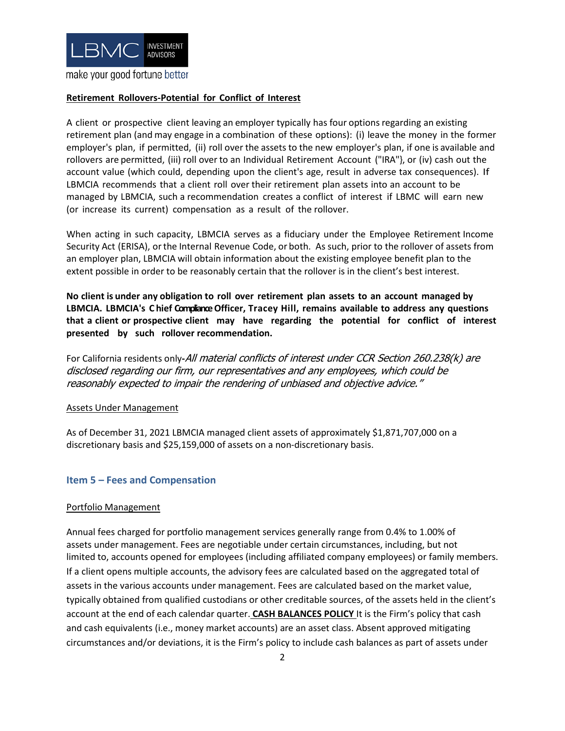**Retirement Rollovers-Potential for Conflict of Interest**

A client or prospective client leaving an employer typically has four options regarding an existing retirement plan (and may engage in a combination of these options): (i) leave the money in the former employer's plan, if permitted, (ii) roll over the assets to the new employer's plan, if one is available and rollovers are permitted, (iii) roll over to an Individual Retirement Account ("IRA"}, or (iv) cash out the account value (which could, depending upon the client's age, result in adverse tax consequences). If LBMCIA recommends that a client roll over their retirement plan assets into an account to be managed by LBMCIA, such a recommendation creates a conflict of interest if LBMC will earn new (or increase its current) compensation as a result of the rollover.

When acting in such capacity, LBMCIA serves as a fiduciary under the Employee Retirement Income Security Act (ERISA), or the Internal Revenue Code, or both. As such, prior to the rollover of assets from an employer plan, LBMCIA will obtain information about the existing employee benefit plan to the extent possible in order to be reasonably certain that the rollover is in the client's best interest.

**No client is under any obligation to roll over retirement plan assets to an account managed by LBMCIA. LBMCIA's Chief Compliance Officer, Tracey Hill, remains available to address any questions that a client or prospective client may have regarding the potential for conflict of interest presented by such rollover recommendation.**

For California residents only-*All material conflicts of interest under CCR Section 260.238(k) are disclosed regarding our firm, our representatives and any employees, which could be reasonably expected to impair the rendering of unbiased and objective advice."*

Assets Under Management

As of December 31, 2021 LBMCIA managed client assets of approximately $1,871,707,000 on a discretionary basis and $25,159,000 of assets on a non-discretionary basis.

## Item 5 – Fees and Compensation

Portfolio Management

Annual fees charged for portfolio management services generally range from 0.4% to 1.00% of assets under management. Fees are negotiable under certain circumstances, including, but not limited to, accounts opened for employees (including affiliated company employees) or family members. If a client opens multiple accounts, the advisory fees are calculated based on the aggregated total of assets in the various accounts under management. Fees are calculated based on the market value, typically obtained from qualified custodians or other creditable sources, of the assets held in the client's account at the end of each calendar quarter. **CASH BALANCES POLICY** It is the Firm's policy that cash and cash equivalents (i.e., money market accounts) are an asset class. Absent approved mitigating circumstances and/or deviations, it is the Firm's policy to include cash balances as part of assets under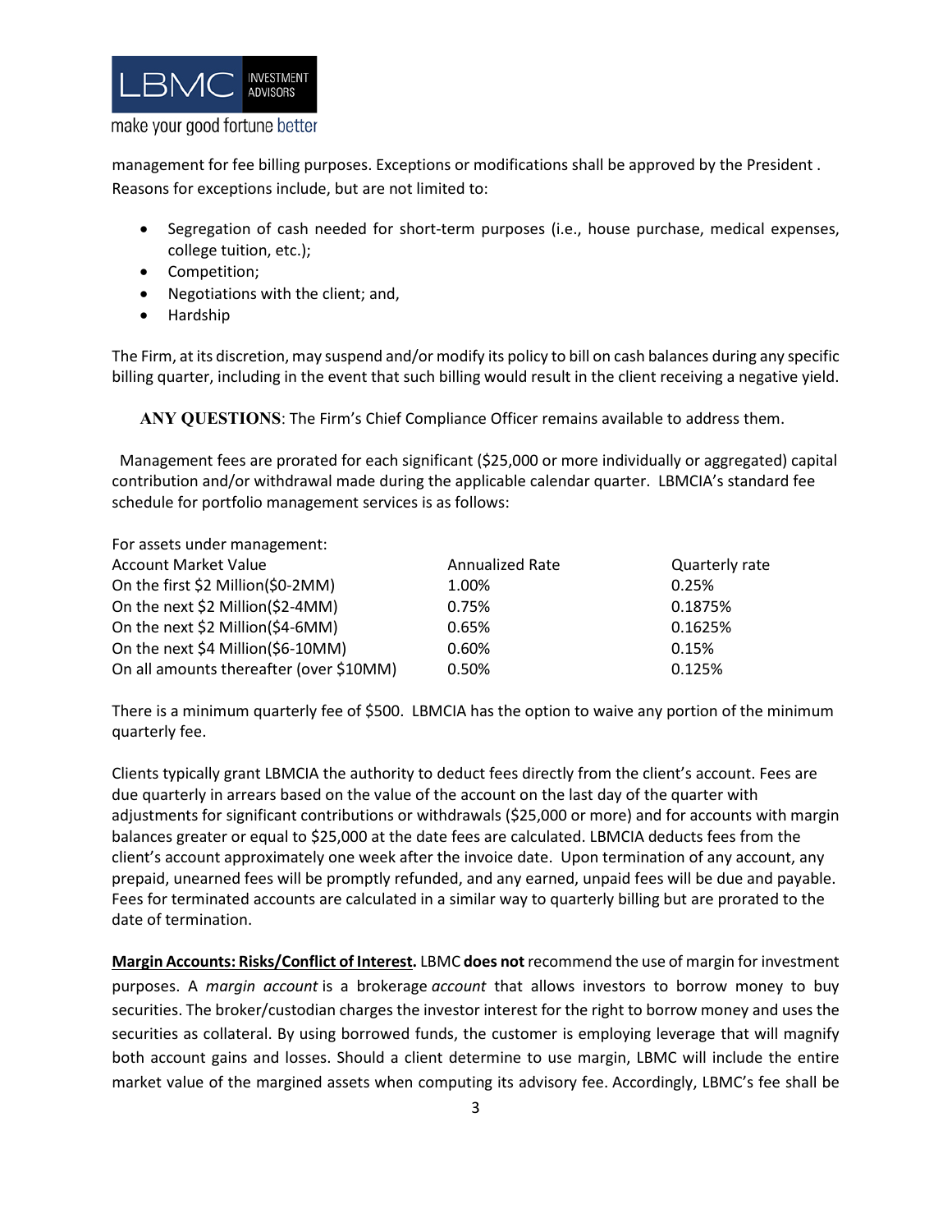management for fee billing purposes. Exceptions or modifications shall be approved by the President . Reasons for exceptions include, but are not limited to:

- Segregation of cash needed for short-term purposes (i.e., house purchase, medical expenses, college tuition, etc.);
- Competition;
- Negotiations with the client; and,
- Hardship

The Firm, at its discretion, may suspend and/or modify its policy to bill on cash balances during any specific billing quarter, including in the event that such billing would result in the client receiving a negative yield.

**ANY QUESTIONS**: The Firm's Chief Compliance Officer remains available to address them.

Management fees are prorated for each significant ($25,000 or more individually or aggregated) capital contribution and/or withdrawal made during the applicable calendar quarter. LBMCIA's standard fee schedule for portfolio management services is as follows:

For assets under management:

| Account Market Value | Annualized Rate | Quarterly rate |
|---|---|---|
| On the first $2 Million($0-2MM) | 1.00% | 0.25% |
| On the next $2 Million($2-4MM) | 0.75% | 0.1875% |
| On the next $2 Million($4-6MM) | 0.65% | 0.1625% |
| On the next $4 Million($6-10MM) | 0.60% | 0.15% |
| On all amounts thereafter (over $10MM) | 0.50% | 0.125% |

There is a minimum quarterly fee of $500. LBMCIA has the option to waive any portion of the minimum quarterly fee.

Clients typically grant LBMCIA the authority to deduct fees directly from the client's account. Fees are due quarterly in arrears based on the value of the account on the last day of the quarter with adjustments for significant contributions or withdrawals ($25,000 or more) and for accounts with margin balances greater or equal to $25,000 at the date fees are calculated. LBMCIA deducts fees from the client's account approximately one week after the invoice date. Upon termination of any account, any prepaid, unearned fees will be promptly refunded, and any earned, unpaid fees will be due and payable. Fees for terminated accounts are calculated in a similar way to quarterly billing but are prorated to the date of termination.

**Margin Accounts: Risks/Conflict of Interest.** LBMC **does not** recommend the use of margin for investment purposes. A *margin account* is a brokerage *account* that allows investors to borrow money to buy securities. The broker/custodian charges the investor interest for the right to borrow money and uses the securities as collateral. By using borrowed funds, the customer is employing leverage that will magnify both account gains and losses. Should a client determine to use margin, LBMC will include the entire market value of the margined assets when computing its advisory fee. Accordingly, LBMC's fee shall be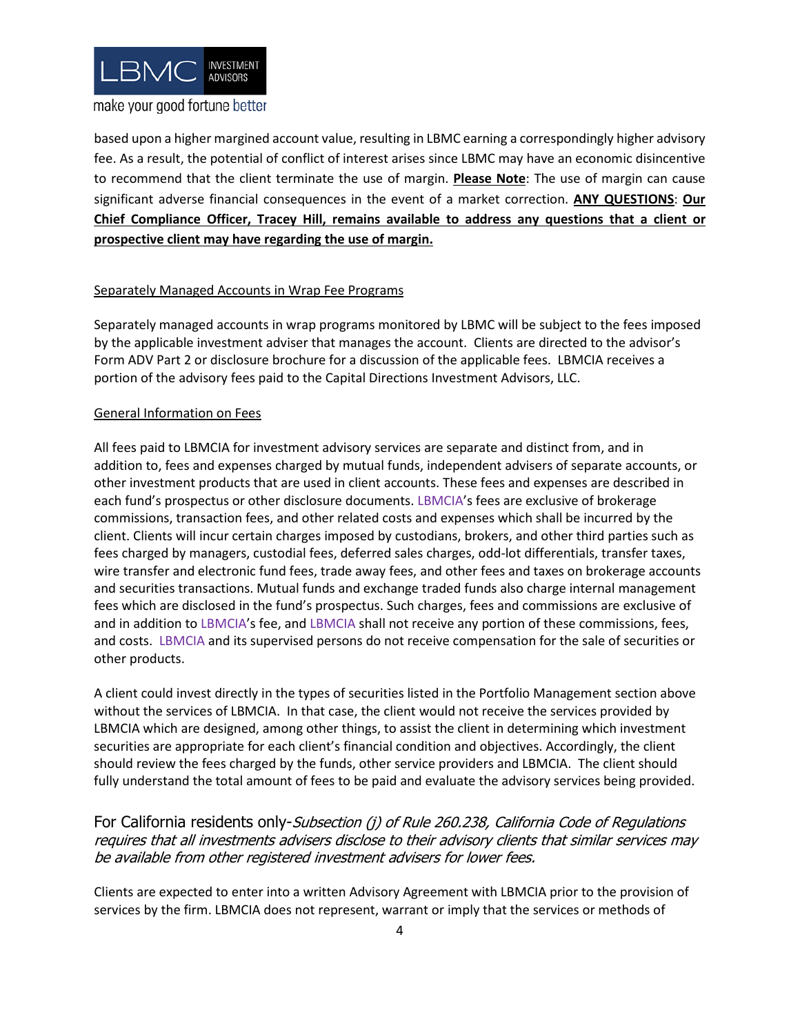based upon a higher margined account value, resulting in LBMC earning a correspondingly higher advisory fee. As a result, the potential of conflict of interest arises since LBMC may have an economic disincentive to recommend that the client terminate the use of margin. **Please Note**: The use of margin can cause significant adverse financial consequences in the event of a market correction. **ANY QUESTIONS**: **Our Chief Compliance Officer, Tracey Hill, remains available to address any questions that a client or prospective client may have regarding the use of margin.**

Separately Managed Accounts in Wrap Fee Programs

Separately managed accounts in wrap programs monitored by LBMC will be subject to the fees imposed by the applicable investment adviser that manages the account. Clients are directed to the advisor's Form ADV Part 2 or disclosure brochure for a discussion of the applicable fees. LBMCIA receives a portion of the advisory fees paid to the Capital Directions Investment Advisors, LLC.

General Information on Fees

All fees paid to LBMCIA for investment advisory services are separate and distinct from, and in addition to, fees and expenses charged by mutual funds, independent advisers of separate accounts, or other investment products that are used in client accounts. These fees and expenses are described in each fund's prospectus or other disclosure documents. LBMCIA's fees are exclusive of brokerage commissions, transaction fees, and other related costs and expenses which shall be incurred by the client. Clients will incur certain charges imposed by custodians, brokers, and other third parties such as fees charged by managers, custodial fees, deferred sales charges, odd-lot differentials, transfer taxes, wire transfer and electronic fund fees, trade away fees, and other fees and taxes on brokerage accounts and securities transactions. Mutual funds and exchange traded funds also charge internal management fees which are disclosed in the fund's prospectus. Such charges, fees and commissions are exclusive of and in addition to LBMCIA's fee, and LBMCIA shall not receive any portion of these commissions, fees, and costs. LBMCIA and its supervised persons do not receive compensation for the sale of securities or other products.

A client could invest directly in the types of securities listed in the Portfolio Management section above without the services of LBMCIA. In that case, the client would not receive the services provided by LBMCIA which are designed, among other things, to assist the client in determining which investment securities are appropriate for each client's financial condition and objectives. Accordingly, the client should review the fees charged by the funds, other service providers and LBMCIA. The client should fully understand the total amount of fees to be paid and evaluate the advisory services being provided.

For California residents only-*Subsection (j) of Rule 260.238, California Code of Regulations requires that all investments advisers disclose to their advisory clients that similar services may be available from other registered investment advisers for lower fees.*

Clients are expected to enter into a written Advisory Agreement with LBMCIA prior to the provision of services by the firm. LBMCIA does not represent, warrant or imply that the services or methods of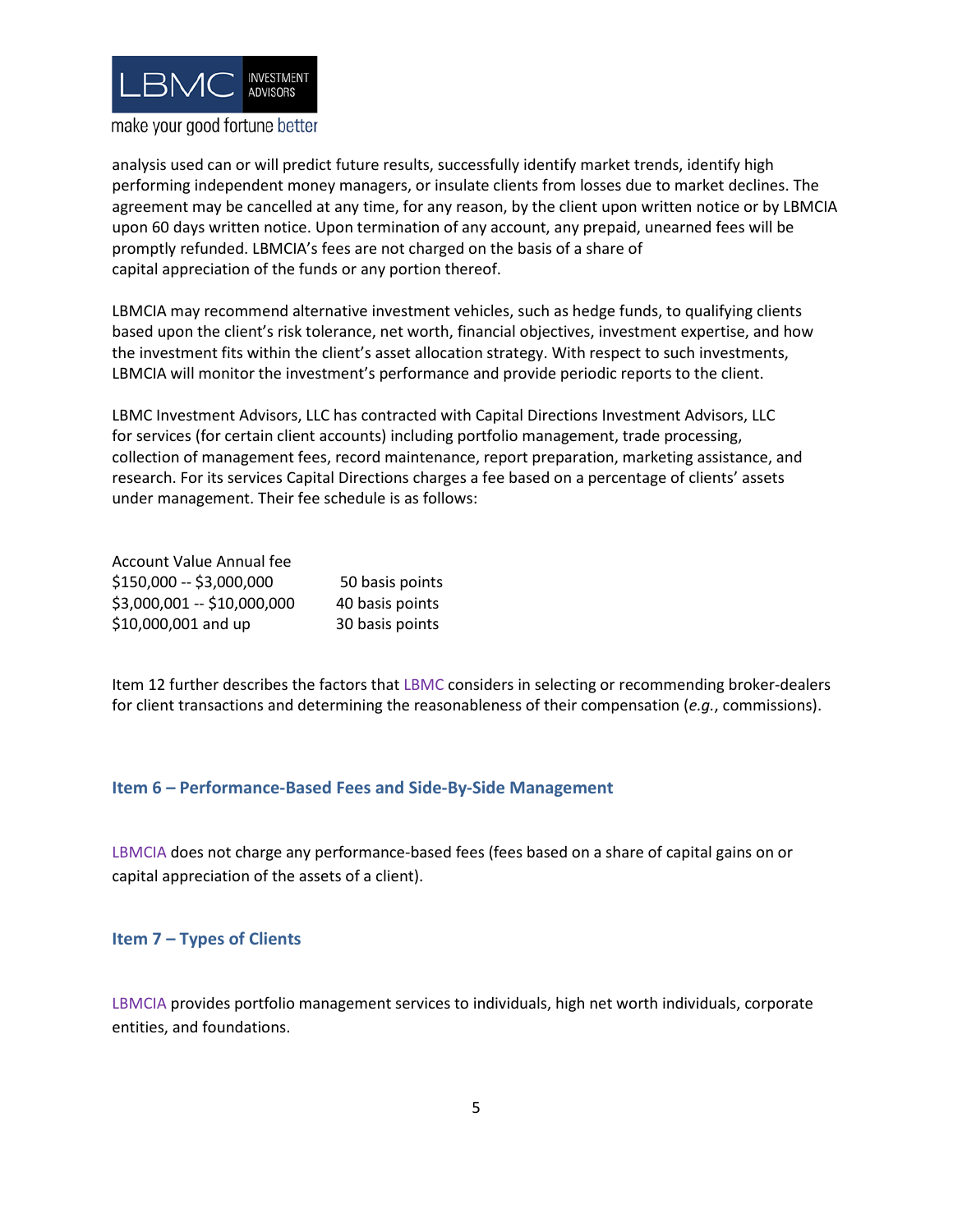analysis used can or will predict future results, successfully identify market trends, identify high performing independent money managers, or insulate clients from losses due to market declines. The agreement may be cancelled at any time, for any reason, by the client upon written notice or by LBMCIA upon 60 days written notice. Upon termination of any account, any prepaid, unearned fees will be promptly refunded. LBMCIA's fees are not charged on the basis of a share of capital appreciation of the funds or any portion thereof.

LBMCIA may recommend alternative investment vehicles, such as hedge funds, to qualifying clients based upon the client's risk tolerance, net worth, financial objectives, investment expertise, and how the investment fits within the client's asset allocation strategy. With respect to such investments, LBMCIA will monitor the investment's performance and provide periodic reports to the client.

LBMC Investment Advisors, LLC has contracted with Capital Directions Investment Advisors, LLC for services (for certain client accounts) including portfolio management, trade processing, collection of management fees, record maintenance, report preparation, marketing assistance, and research. For its services Capital Directions charges a fee based on a percentage of clients' assets under management. Their fee schedule is as follows:

| Account Value | Annual fee |
|---|---|
| $150,000 -- $3,000,000 | 50 basis points |
| $3,000,001 -- $10,000,000 | 40 basis points |
| $10,000,001 and up | 30 basis points |

Item 12 further describes the factors that LBMC considers in selecting or recommending broker-dealers for client transactions and determining the reasonableness of their compensation (*e.g.*, commissions).

## Item 6 – Performance-Based Fees and Side-By-Side Management

LBMCIA does not charge any performance-based fees (fees based on a share of capital gains on or capital appreciation of the assets of a client).

## Item 7 – Types of Clients

LBMCIA provides portfolio management services to individuals, high net worth individuals, corporate entities, and foundations.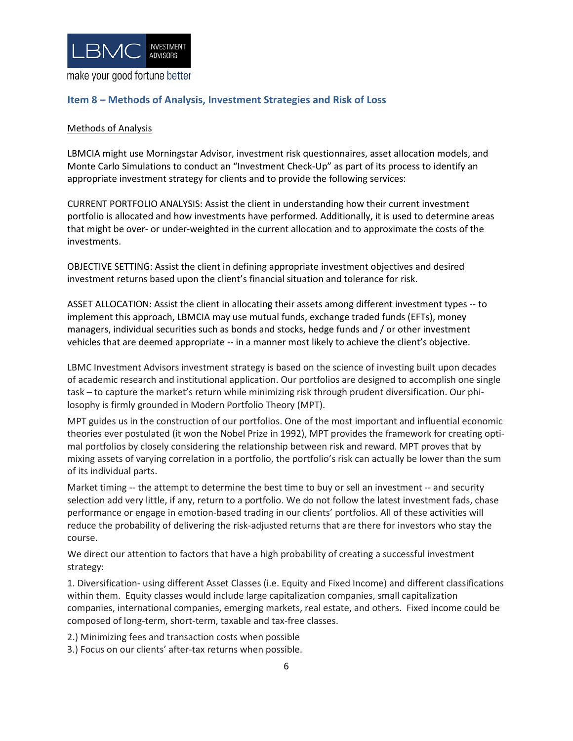## Item 8 – Methods of Analysis, Investment Strategies and Risk of Loss

Methods of Analysis

LBMCIA might use Morningstar Advisor, investment risk questionnaires, asset allocation models, and Monte Carlo Simulations to conduct an "Investment Check-Up" as part of its process to identify an appropriate investment strategy for clients and to provide the following services:

CURRENT PORTFOLIO ANALYSIS: Assist the client in understanding how their current investment portfolio is allocated and how investments have performed. Additionally, it is used to determine areas that might be over- or under-weighted in the current allocation and to approximate the costs of the investments.

OBJECTIVE SETTING: Assist the client in defining appropriate investment objectives and desired investment returns based upon the client's financial situation and tolerance for risk.

ASSET ALLOCATION: Assist the client in allocating their assets among different investment types -- to implement this approach, LBMCIA may use mutual funds, exchange traded funds (EFTs), money managers, individual securities such as bonds and stocks, hedge funds and / or other investment vehicles that are deemed appropriate -- in a manner most likely to achieve the client's objective.

LBMC Investment Advisors investment strategy is based on the science of investing built upon decades of academic research and institutional application. Our portfolios are designed to accomplish one single task – to capture the market's return while minimizing risk through prudent diversification. Our philosophy is firmly grounded in Modern Portfolio Theory (MPT).

MPT guides us in the construction of our portfolios. One of the most important and influential economic theories ever postulated (it won the Nobel Prize in 1992), MPT provides the framework for creating optimal portfolios by closely considering the relationship between risk and reward. MPT proves that by mixing assets of varying correlation in a portfolio, the portfolio's risk can actually be lower than the sum of its individual parts.

Market timing -- the attempt to determine the best time to buy or sell an investment -- and security selection add very little, if any, return to a portfolio. We do not follow the latest investment fads, chase performance or engage in emotion-based trading in our clients' portfolios. All of these activities will reduce the probability of delivering the risk-adjusted returns that are there for investors who stay the course.

We direct our attention to factors that have a high probability of creating a successful investment strategy:

1. Diversification- using different Asset Classes (i.e. Equity and Fixed Income) and different classifications within them. Equity classes would include large capitalization companies, small capitalization companies, international companies, emerging markets, real estate, and others. Fixed income could be composed of long-term, short-term, taxable and tax-free classes.

2.) Minimizing fees and transaction costs when possible

3.) Focus on our clients' after-tax returns when possible.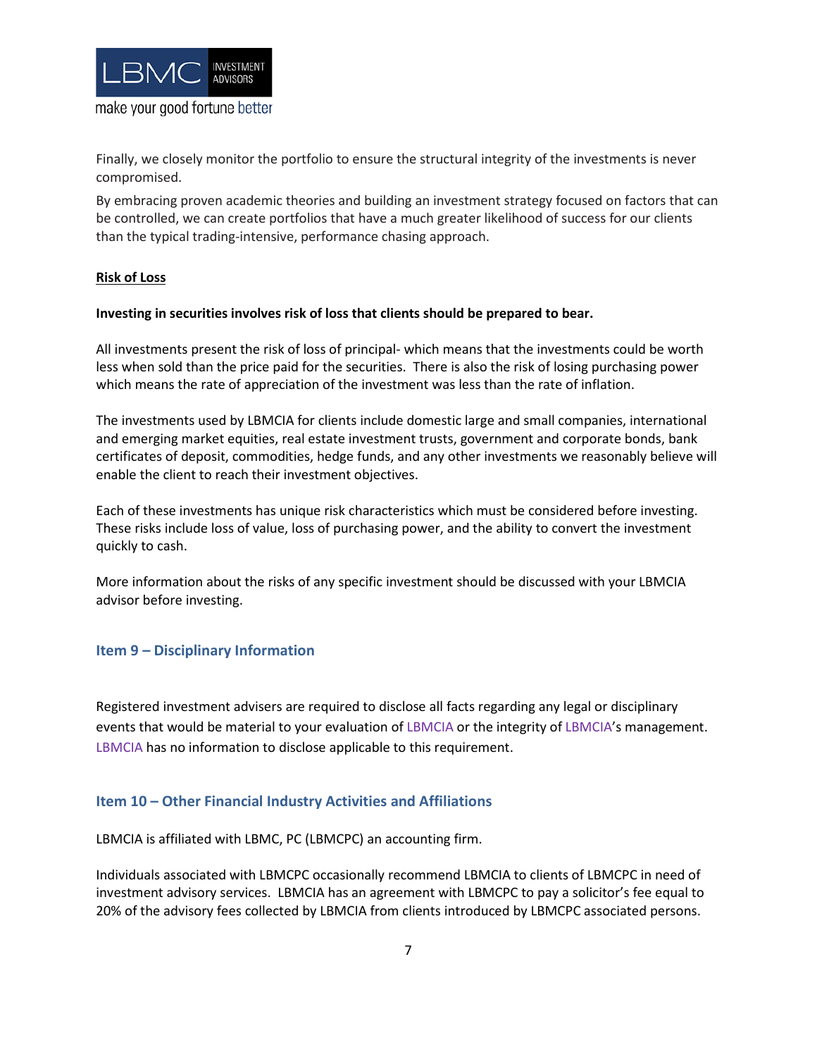Finally, we closely monitor the portfolio to ensure the structural integrity of the investments is never compromised.

By embracing proven academic theories and building an investment strategy focused on factors that can be controlled, we can create portfolios that have a much greater likelihood of success for our clients than the typical trading-intensive, performance chasing approach.

**Risk of Loss**

**Investing in securities involves risk of loss that clients should be prepared to bear.**

All investments present the risk of loss of principal- which means that the investments could be worth less when sold than the price paid for the securities. There is also the risk of losing purchasing power which means the rate of appreciation of the investment was less than the rate of inflation.

The investments used by LBMCIA for clients include domestic large and small companies, international and emerging market equities, real estate investment trusts, government and corporate bonds, bank certificates of deposit, commodities, hedge funds, and any other investments we reasonably believe will enable the client to reach their investment objectives.

Each of these investments has unique risk characteristics which must be considered before investing. These risks include loss of value, loss of purchasing power, and the ability to convert the investment quickly to cash.

More information about the risks of any specific investment should be discussed with your LBMCIA advisor before investing.

## Item 9 – Disciplinary Information

Registered investment advisers are required to disclose all facts regarding any legal or disciplinary events that would be material to your evaluation of LBMCIA or the integrity of LBMCIA's management. LBMCIA has no information to disclose applicable to this requirement.

## Item 10 – Other Financial Industry Activities and Affiliations

LBMCIA is affiliated with LBMC, PC (LBMCPC) an accounting firm.

Individuals associated with LBMCPC occasionally recommend LBMCIA to clients of LBMCPC in need of investment advisory services. LBMCIA has an agreement with LBMCPC to pay a solicitor's fee equal to 20% of the advisory fees collected by LBMCIA from clients introduced by LBMCPC associated persons.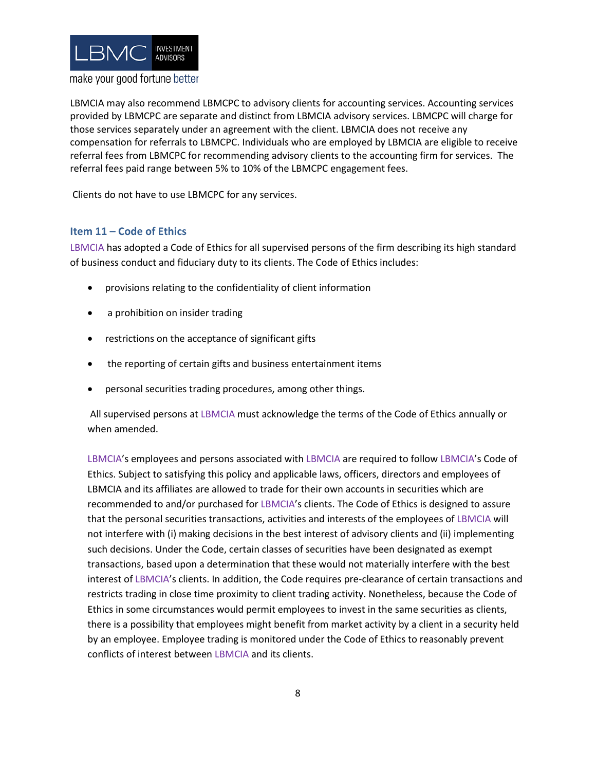LBMCIA may also recommend LBMCPC to advisory clients for accounting services. Accounting services provided by LBMCPC are separate and distinct from LBMCIA advisory services. LBMCPC will charge for those services separately under an agreement with the client. LBMCIA does not receive any compensation for referrals to LBMCPC. Individuals who are employed by LBMCIA are eligible to receive referral fees from LBMCPC for recommending advisory clients to the accounting firm for services. The referral fees paid range between 5% to 10% of the LBMCPC engagement fees.

Clients do not have to use LBMCPC for any services.

## Item 11 – Code of Ethics

LBMCIA has adopted a Code of Ethics for all supervised persons of the firm describing its high standard of business conduct and fiduciary duty to its clients. The Code of Ethics includes:

- provisions relating to the confidentiality of client information
- a prohibition on insider trading
- restrictions on the acceptance of significant gifts
- the reporting of certain gifts and business entertainment items
- personal securities trading procedures, among other things.

All supervised persons at LBMCIA must acknowledge the terms of the Code of Ethics annually or when amended.

LBMCIA's employees and persons associated with LBMCIA are required to follow LBMCIA's Code of Ethics. Subject to satisfying this policy and applicable laws, officers, directors and employees of LBMCIA and its affiliates are allowed to trade for their own accounts in securities which are recommended to and/or purchased for LBMCIA's clients. The Code of Ethics is designed to assure that the personal securities transactions, activities and interests of the employees of LBMCIA will not interfere with (i) making decisions in the best interest of advisory clients and (ii) implementing such decisions. Under the Code, certain classes of securities have been designated as exempt transactions, based upon a determination that these would not materially interfere with the best interest of LBMCIA's clients. In addition, the Code requires pre-clearance of certain transactions and restricts trading in close time proximity to client trading activity. Nonetheless, because the Code of Ethics in some circumstances would permit employees to invest in the same securities as clients, there is a possibility that employees might benefit from market activity by a client in a security held by an employee. Employee trading is monitored under the Code of Ethics to reasonably prevent conflicts of interest between LBMCIA and its clients.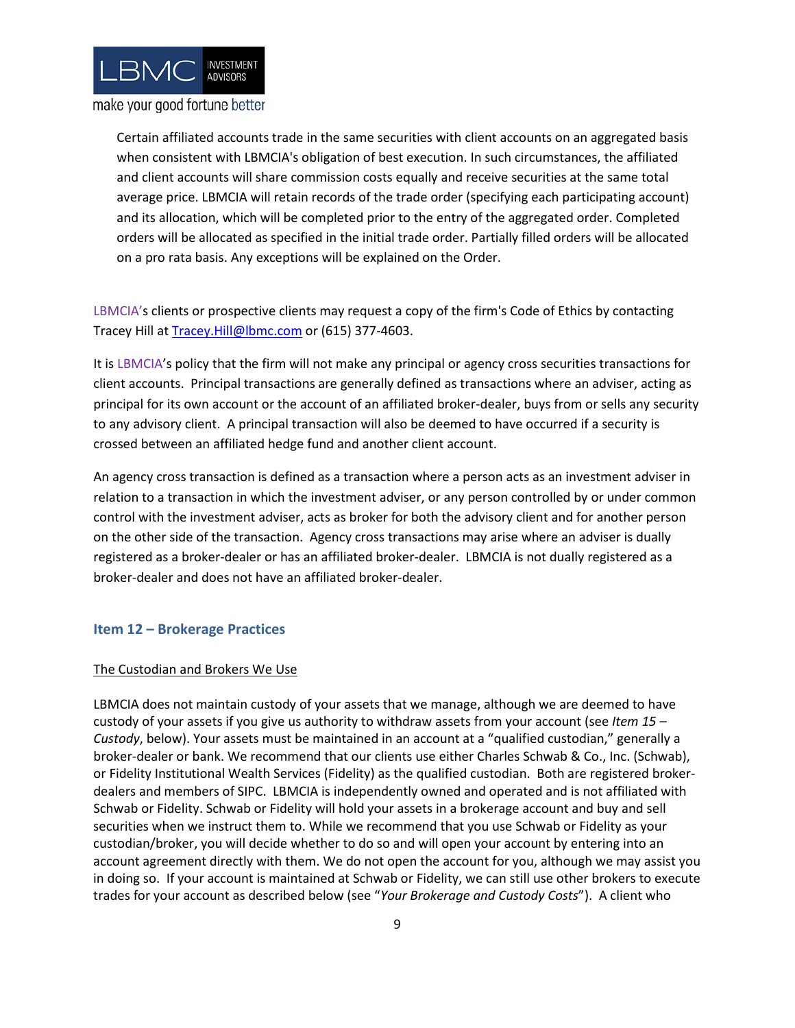Certain affiliated accounts trade in the same securities with client accounts on an aggregated basis when consistent with LBMCIA's obligation of best execution. In such circumstances, the affiliated and client accounts will share commission costs equally and receive securities at the same total average price. LBMCIA will retain records of the trade order (specifying each participating account) and its allocation, which will be completed prior to the entry of the aggregated order. Completed orders will be allocated as specified in the initial trade order. Partially filled orders will be allocated on a pro rata basis. Any exceptions will be explained on the Order.

LBMCIA's clients or prospective clients may request a copy of the firm's Code of Ethics by contacting Tracey Hill at Tracey.Hill@lbmc.com or (615) 377-4603.

It is LBMCIA's policy that the firm will not make any principal or agency cross securities transactions for client accounts. Principal transactions are generally defined as transactions where an adviser, acting as principal for its own account or the account of an affiliated broker-dealer, buys from or sells any security to any advisory client. A principal transaction will also be deemed to have occurred if a security is crossed between an affiliated hedge fund and another client account.

An agency cross transaction is defined as a transaction where a person acts as an investment adviser in relation to a transaction in which the investment adviser, or any person controlled by or under common control with the investment adviser, acts as broker for both the advisory client and for another person on the other side of the transaction. Agency cross transactions may arise where an adviser is dually registered as a broker-dealer or has an affiliated broker-dealer. LBMCIA is not dually registered as a broker-dealer and does not have an affiliated broker-dealer.

## Item 12 – Brokerage Practices

The Custodian and Brokers We Use

LBMCIA does not maintain custody of your assets that we manage, although we are deemed to have custody of your assets if you give us authority to withdraw assets from your account (see *Item 15 – Custody*, below). Your assets must be maintained in an account at a "qualified custodian," generally a broker-dealer or bank. We recommend that our clients use either Charles Schwab & Co., Inc. (Schwab), or Fidelity Institutional Wealth Services (Fidelity) as the qualified custodian. Both are registered broker-dealers and members of SIPC. LBMCIA is independently owned and operated and is not affiliated with Schwab or Fidelity. Schwab or Fidelity will hold your assets in a brokerage account and buy and sell securities when we instruct them to. While we recommend that you use Schwab or Fidelity as your custodian/broker, you will decide whether to do so and will open your account by entering into an account agreement directly with them. We do not open the account for you, although we may assist you in doing so. If your account is maintained at Schwab or Fidelity, we can still use other brokers to execute trades for your account as described below (see "*Your Brokerage and Custody Costs*"). A client who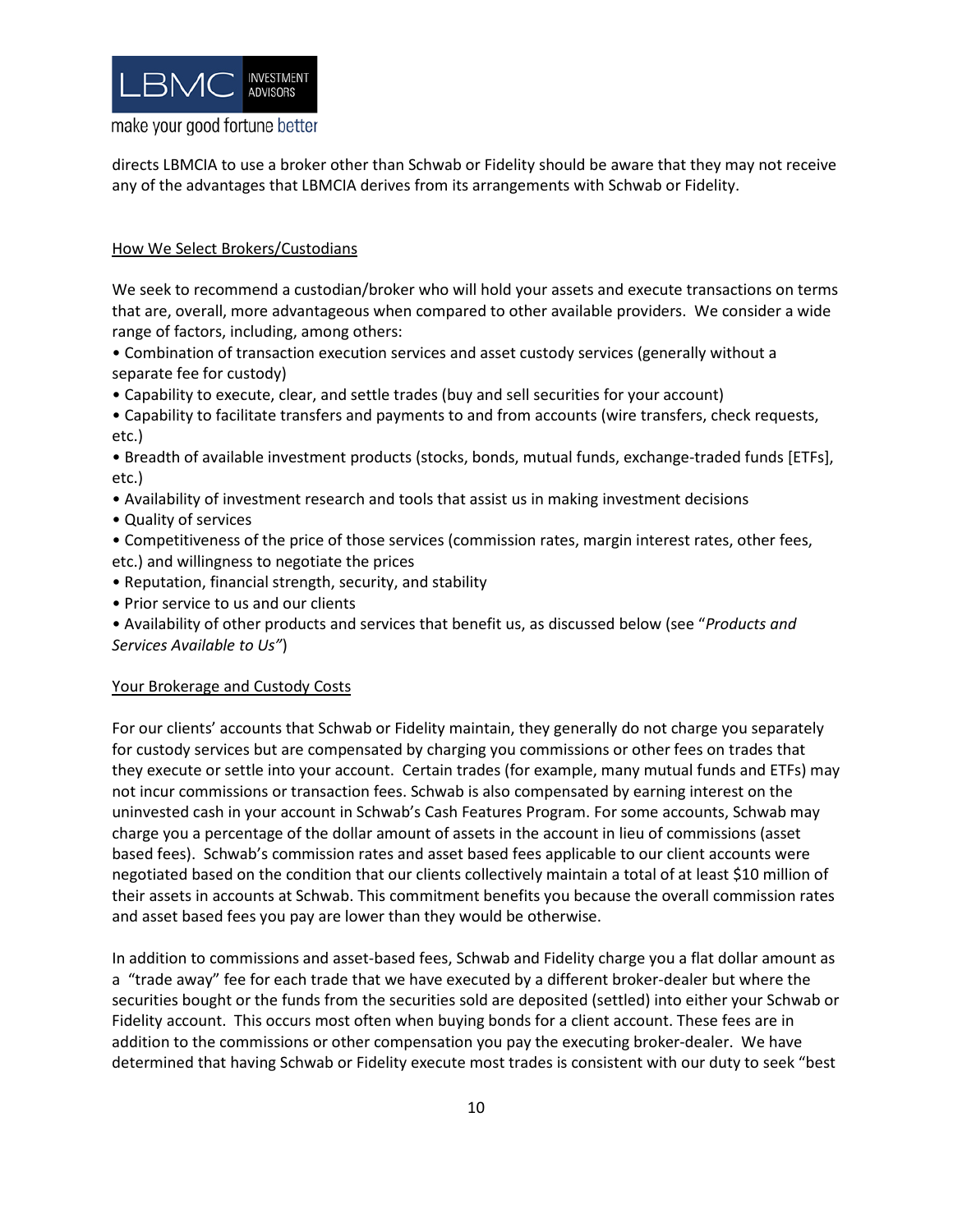directs LBMCIA to use a broker other than Schwab or Fidelity should be aware that they may not receive any of the advantages that LBMCIA derives from its arrangements with Schwab or Fidelity.

How We Select Brokers/Custodians

We seek to recommend a custodian/broker who will hold your assets and execute transactions on terms that are, overall, more advantageous when compared to other available providers. We consider a wide range of factors, including, among others:

- Combination of transaction execution services and asset custody services (generally without a separate fee for custody)
- Capability to execute, clear, and settle trades (buy and sell securities for your account)
- Capability to facilitate transfers and payments to and from accounts (wire transfers, check requests, etc.)
- Breadth of available investment products (stocks, bonds, mutual funds, exchange-traded funds [ETFs], etc.)
- Availability of investment research and tools that assist us in making investment decisions
- Quality of services
- Competitiveness of the price of those services (commission rates, margin interest rates, other fees, etc.) and willingness to negotiate the prices
- Reputation, financial strength, security, and stability
- Prior service to us and our clients
- Availability of other products and services that benefit us, as discussed below (see "*Products and Services Available to Us"*)

Your Brokerage and Custody Costs

For our clients' accounts that Schwab or Fidelity maintain, they generally do not charge you separately for custody services but are compensated by charging you commissions or other fees on trades that they execute or settle into your account. Certain trades (for example, many mutual funds and ETFs) may not incur commissions or transaction fees. Schwab is also compensated by earning interest on the uninvested cash in your account in Schwab's Cash Features Program. For some accounts, Schwab may charge you a percentage of the dollar amount of assets in the account in lieu of commissions (asset based fees). Schwab's commission rates and asset based fees applicable to our client accounts were negotiated based on the condition that our clients collectively maintain a total of at least $10 million of their assets in accounts at Schwab. This commitment benefits you because the overall commission rates and asset based fees you pay are lower than they would be otherwise.

In addition to commissions and asset-based fees, Schwab and Fidelity charge you a flat dollar amount as a "trade away" fee for each trade that we have executed by a different broker-dealer but where the securities bought or the funds from the securities sold are deposited (settled) into either your Schwab or Fidelity account. This occurs most often when buying bonds for a client account. These fees are in addition to the commissions or other compensation you pay the executing broker-dealer. We have determined that having Schwab or Fidelity execute most trades is consistent with our duty to seek "best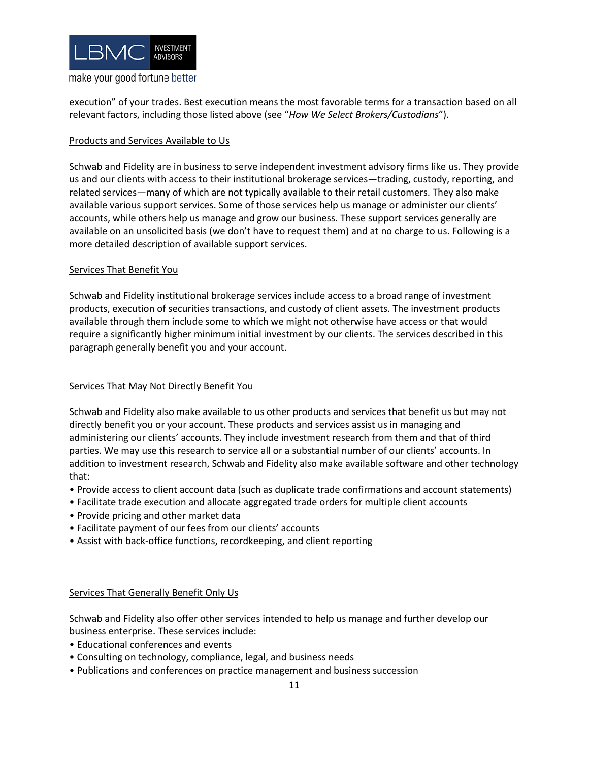execution" of your trades. Best execution means the most favorable terms for a transaction based on all relevant factors, including those listed above (see "*How We Select Brokers/Custodians*").

<u>Products and Services Available to Us</u>

Schwab and Fidelity are in business to serve independent investment advisory firms like us. They provide us and our clients with access to their institutional brokerage services—trading, custody, reporting, and related services—many of which are not typically available to their retail customers. They also make available various support services. Some of those services help us manage or administer our clients' accounts, while others help us manage and grow our business. These support services generally are available on an unsolicited basis (we don't have to request them) and at no charge to us. Following is a more detailed description of available support services.

<u>Services That Benefit You</u>

Schwab and Fidelity institutional brokerage services include access to a broad range of investment products, execution of securities transactions, and custody of client assets. The investment products available through them include some to which we might not otherwise have access or that would require a significantly higher minimum initial investment by our clients. The services described in this paragraph generally benefit you and your account.

<u>Services That May Not Directly Benefit You</u>

Schwab and Fidelity also make available to us other products and services that benefit us but may not directly benefit you or your account. These products and services assist us in managing and administering our clients' accounts. They include investment research from them and that of third parties. We may use this research to service all or a substantial number of our clients' accounts. In addition to investment research, Schwab and Fidelity also make available software and other technology that:

- Provide access to client account data (such as duplicate trade confirmations and account statements)
- Facilitate trade execution and allocate aggregated trade orders for multiple client accounts
- Provide pricing and other market data
- Facilitate payment of our fees from our clients' accounts
- Assist with back-office functions, recordkeeping, and client reporting

<u>Services That Generally Benefit Only Us</u>

Schwab and Fidelity also offer other services intended to help us manage and further develop our business enterprise. These services include:

- Educational conferences and events
- Consulting on technology, compliance, legal, and business needs
- Publications and conferences on practice management and business succession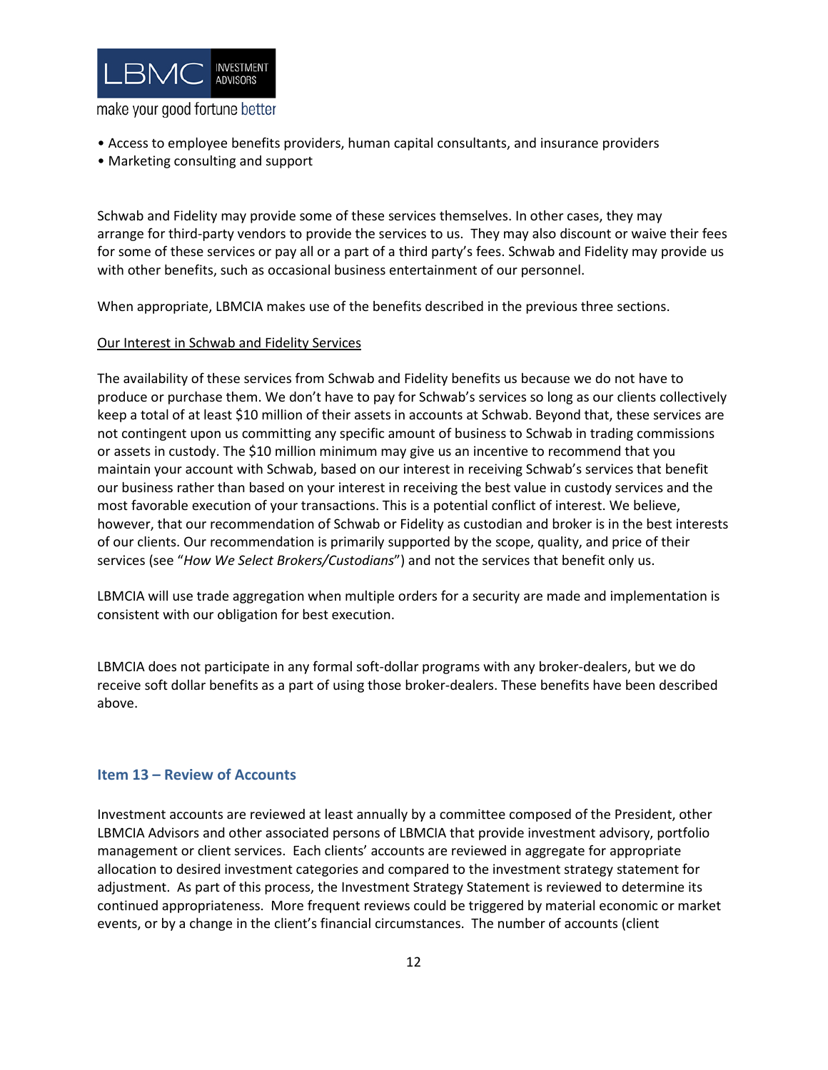- Access to employee benefits providers, human capital consultants, and insurance providers
- Marketing consulting and support

Schwab and Fidelity may provide some of these services themselves. In other cases, they may arrange for third-party vendors to provide the services to us. They may also discount or waive their fees for some of these services or pay all or a part of a third party's fees. Schwab and Fidelity may provide us with other benefits, such as occasional business entertainment of our personnel.

When appropriate, LBMCIA makes use of the benefits described in the previous three sections.

Our Interest in Schwab and Fidelity Services

The availability of these services from Schwab and Fidelity benefits us because we do not have to produce or purchase them. We don't have to pay for Schwab's services so long as our clients collectively keep a total of at least $10 million of their assets in accounts at Schwab. Beyond that, these services are not contingent upon us committing any specific amount of business to Schwab in trading commissions or assets in custody. The $10 million minimum may give us an incentive to recommend that you maintain your account with Schwab, based on our interest in receiving Schwab's services that benefit our business rather than based on your interest in receiving the best value in custody services and the most favorable execution of your transactions. This is a potential conflict of interest. We believe, however, that our recommendation of Schwab or Fidelity as custodian and broker is in the best interests of our clients. Our recommendation is primarily supported by the scope, quality, and price of their services (see "*How We Select Brokers/Custodians*") and not the services that benefit only us.

LBMCIA will use trade aggregation when multiple orders for a security are made and implementation is consistent with our obligation for best execution.

LBMCIA does not participate in any formal soft-dollar programs with any broker-dealers, but we do receive soft dollar benefits as a part of using those broker-dealers. These benefits have been described above.

## Item 13 – Review of Accounts

Investment accounts are reviewed at least annually by a committee composed of the President, other LBMCIA Advisors and other associated persons of LBMCIA that provide investment advisory, portfolio management or client services. Each clients' accounts are reviewed in aggregate for appropriate allocation to desired investment categories and compared to the investment strategy statement for adjustment. As part of this process, the Investment Strategy Statement is reviewed to determine its continued appropriateness. More frequent reviews could be triggered by material economic or market events, or by a change in the client's financial circumstances. The number of accounts (client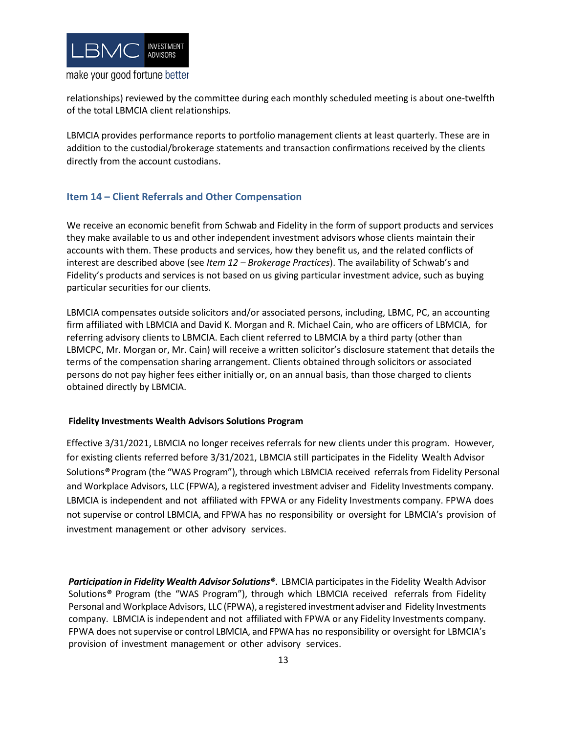relationships) reviewed by the committee during each monthly scheduled meeting is about one-twelfth of the total LBMCIA client relationships.

LBMCIA provides performance reports to portfolio management clients at least quarterly. These are in addition to the custodial/brokerage statements and transaction confirmations received by the clients directly from the account custodians.

## Item 14 – Client Referrals and Other Compensation

We receive an economic benefit from Schwab and Fidelity in the form of support products and services they make available to us and other independent investment advisors whose clients maintain their accounts with them. These products and services, how they benefit us, and the related conflicts of interest are described above (see *Item 12 – Brokerage Practices*). The availability of Schwab's and Fidelity's products and services is not based on us giving particular investment advice, such as buying particular securities for our clients.

LBMCIA compensates outside solicitors and/or associated persons, including, LBMC, PC, an accounting firm affiliated with LBMCIA and David K. Morgan and R. Michael Cain, who are officers of LBMCIA, for referring advisory clients to LBMCIA. Each client referred to LBMCIA by a third party (other than LBMCPC, Mr. Morgan or, Mr. Cain) will receive a written solicitor's disclosure statement that details the terms of the compensation sharing arrangement. Clients obtained through solicitors or associated persons do not pay higher fees either initially or, on an annual basis, than those charged to clients obtained directly by LBMCIA.

**Fidelity Investments Wealth Advisors Solutions Program**

Effective 3/31/2021, LBMCIA no longer receives referrals for new clients under this program. However, for existing clients referred before 3/31/2021, LBMCIA still participates in the Fidelity Wealth Advisor Solutions® Program (the "WAS Program"), through which LBMCIA received referrals from Fidelity Personal and Workplace Advisors, LLC (FPWA), a registered investment adviser and Fidelity Investments company. LBMCIA is independent and not affiliated with FPWA or any Fidelity Investments company. FPWA does not supervise or control LBMCIA, and FPWA has no responsibility or oversight for LBMCIA's provision of investment management or other advisory services.

***Participation in Fidelity Wealth Advisor Solutions®***. LBMCIA participates in the Fidelity Wealth Advisor Solutions® Program (the "WAS Program"), through which LBMCIA received referrals from Fidelity Personal and Workplace Advisors, LLC (FPWA), a registered investment adviser and Fidelity Investments company. LBMCIA is independent and not affiliated with FPWA or any Fidelity Investments company. FPWA does not supervise or control LBMCIA, and FPWA has no responsibility or oversight for LBMCIA's provision of investment management or other advisory services.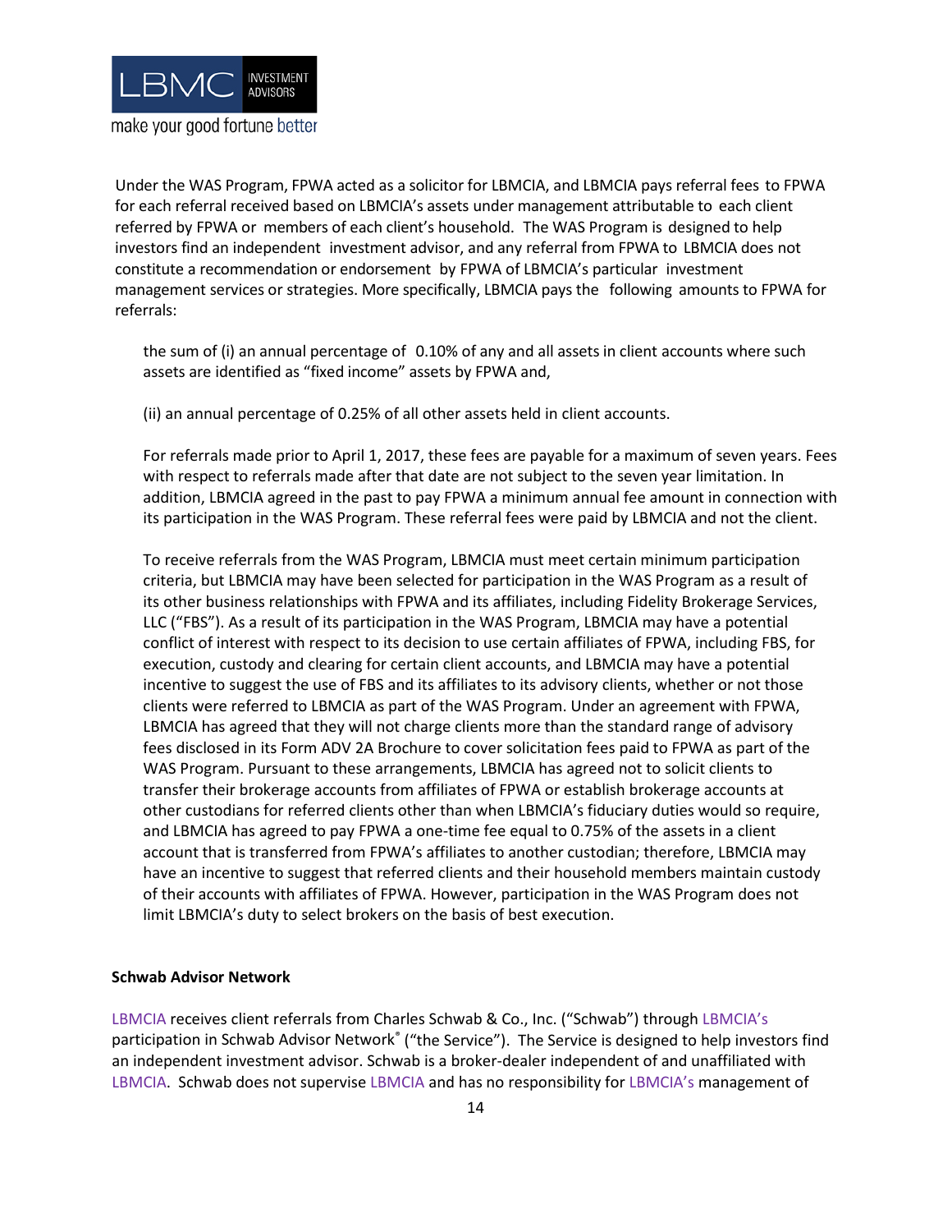Under the WAS Program, FPWA acted as a solicitor for LBMCIA, and LBMCIA pays referral fees to FPWA for each referral received based on LBMCIA's assets under management attributable to each client referred by FPWA or members of each client's household. The WAS Program is designed to help investors find an independent investment advisor, and any referral from FPWA to LBMCIA does not constitute a recommendation or endorsement by FPWA of LBMCIA's particular investment management services or strategies. More specifically, LBMCIA pays the following amounts to FPWA for referrals:

> the sum of (i) an annual percentage of 0.10% of any and all assets in client accounts where such assets are identified as "fixed income" assets by FPWA and,
>
> (ii) an annual percentage of 0.25% of all other assets held in client accounts.
>
> For referrals made prior to April 1, 2017, these fees are payable for a maximum of seven years. Fees with respect to referrals made after that date are not subject to the seven year limitation. In addition, LBMCIA agreed in the past to pay FPWA a minimum annual fee amount in connection with its participation in the WAS Program. These referral fees were paid by LBMCIA and not the client.
>
> To receive referrals from the WAS Program, LBMCIA must meet certain minimum participation criteria, but LBMCIA may have been selected for participation in the WAS Program as a result of its other business relationships with FPWA and its affiliates, including Fidelity Brokerage Services, LLC ("FBS"). As a result of its participation in the WAS Program, LBMCIA may have a potential conflict of interest with respect to its decision to use certain affiliates of FPWA, including FBS, for execution, custody and clearing for certain client accounts, and LBMCIA may have a potential incentive to suggest the use of FBS and its affiliates to its advisory clients, whether or not those clients were referred to LBMCIA as part of the WAS Program. Under an agreement with FPWA, LBMCIA has agreed that they will not charge clients more than the standard range of advisory fees disclosed in its Form ADV 2A Brochure to cover solicitation fees paid to FPWA as part of the WAS Program. Pursuant to these arrangements, LBMCIA has agreed not to solicit clients to transfer their brokerage accounts from affiliates of FPWA or establish brokerage accounts at other custodians for referred clients other than when LBMCIA's fiduciary duties would so require, and LBMCIA has agreed to pay FPWA a one-time fee equal to 0.75% of the assets in a client account that is transferred from FPWA's affiliates to another custodian; therefore, LBMCIA may have an incentive to suggest that referred clients and their household members maintain custody of their accounts with affiliates of FPWA. However, participation in the WAS Program does not limit LBMCIA's duty to select brokers on the basis of best execution.

**Schwab Advisor Network**

LBMCIA receives client referrals from Charles Schwab & Co., Inc. ("Schwab") through LBMCIA's participation in Schwab Advisor Network® ("the Service"). The Service is designed to help investors find an independent investment advisor. Schwab is a broker-dealer independent of and unaffiliated with LBMCIA. Schwab does not supervise LBMCIA and has no responsibility for LBMCIA's management of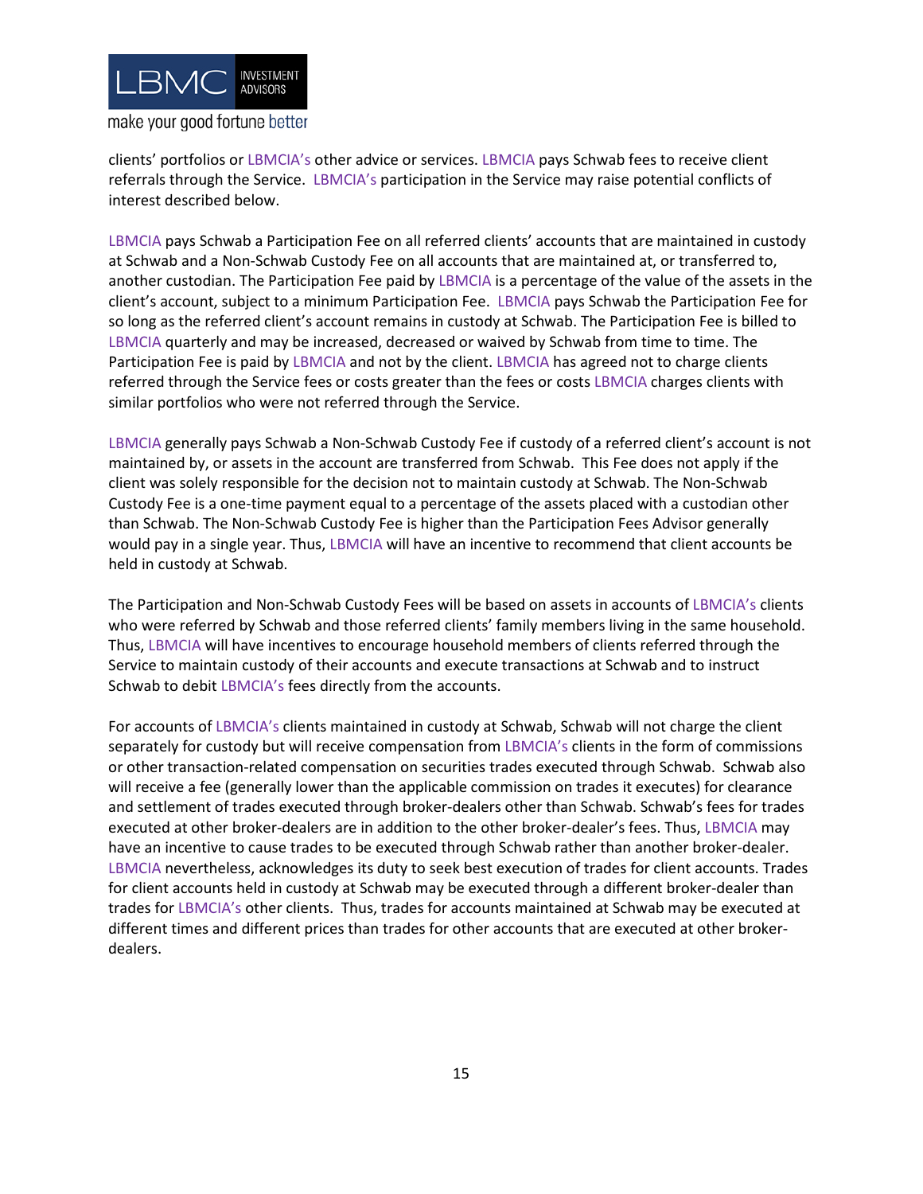clients' portfolios or LBMCIA's other advice or services. LBMCIA pays Schwab fees to receive client referrals through the Service. LBMCIA's participation in the Service may raise potential conflicts of interest described below.

LBMCIA pays Schwab a Participation Fee on all referred clients' accounts that are maintained in custody at Schwab and a Non-Schwab Custody Fee on all accounts that are maintained at, or transferred to, another custodian. The Participation Fee paid by LBMCIA is a percentage of the value of the assets in the client's account, subject to a minimum Participation Fee. LBMCIA pays Schwab the Participation Fee for so long as the referred client's account remains in custody at Schwab. The Participation Fee is billed to LBMCIA quarterly and may be increased, decreased or waived by Schwab from time to time. The Participation Fee is paid by LBMCIA and not by the client. LBMCIA has agreed not to charge clients referred through the Service fees or costs greater than the fees or costs LBMCIA charges clients with similar portfolios who were not referred through the Service.

LBMCIA generally pays Schwab a Non-Schwab Custody Fee if custody of a referred client's account is not maintained by, or assets in the account are transferred from Schwab. This Fee does not apply if the client was solely responsible for the decision not to maintain custody at Schwab. The Non-Schwab Custody Fee is a one-time payment equal to a percentage of the assets placed with a custodian other than Schwab. The Non-Schwab Custody Fee is higher than the Participation Fees Advisor generally would pay in a single year. Thus, LBMCIA will have an incentive to recommend that client accounts be held in custody at Schwab.

The Participation and Non-Schwab Custody Fees will be based on assets in accounts of LBMCIA's clients who were referred by Schwab and those referred clients' family members living in the same household. Thus, LBMCIA will have incentives to encourage household members of clients referred through the Service to maintain custody of their accounts and execute transactions at Schwab and to instruct Schwab to debit LBMCIA's fees directly from the accounts.

For accounts of LBMCIA's clients maintained in custody at Schwab, Schwab will not charge the client separately for custody but will receive compensation from LBMCIA's clients in the form of commissions or other transaction-related compensation on securities trades executed through Schwab. Schwab also will receive a fee (generally lower than the applicable commission on trades it executes) for clearance and settlement of trades executed through broker-dealers other than Schwab. Schwab's fees for trades executed at other broker-dealers are in addition to the other broker-dealer's fees. Thus, LBMCIA may have an incentive to cause trades to be executed through Schwab rather than another broker-dealer. LBMCIA nevertheless, acknowledges its duty to seek best execution of trades for client accounts. Trades for client accounts held in custody at Schwab may be executed through a different broker-dealer than trades for LBMCIA's other clients. Thus, trades for accounts maintained at Schwab may be executed at different times and different prices than trades for other accounts that are executed at other broker-dealers.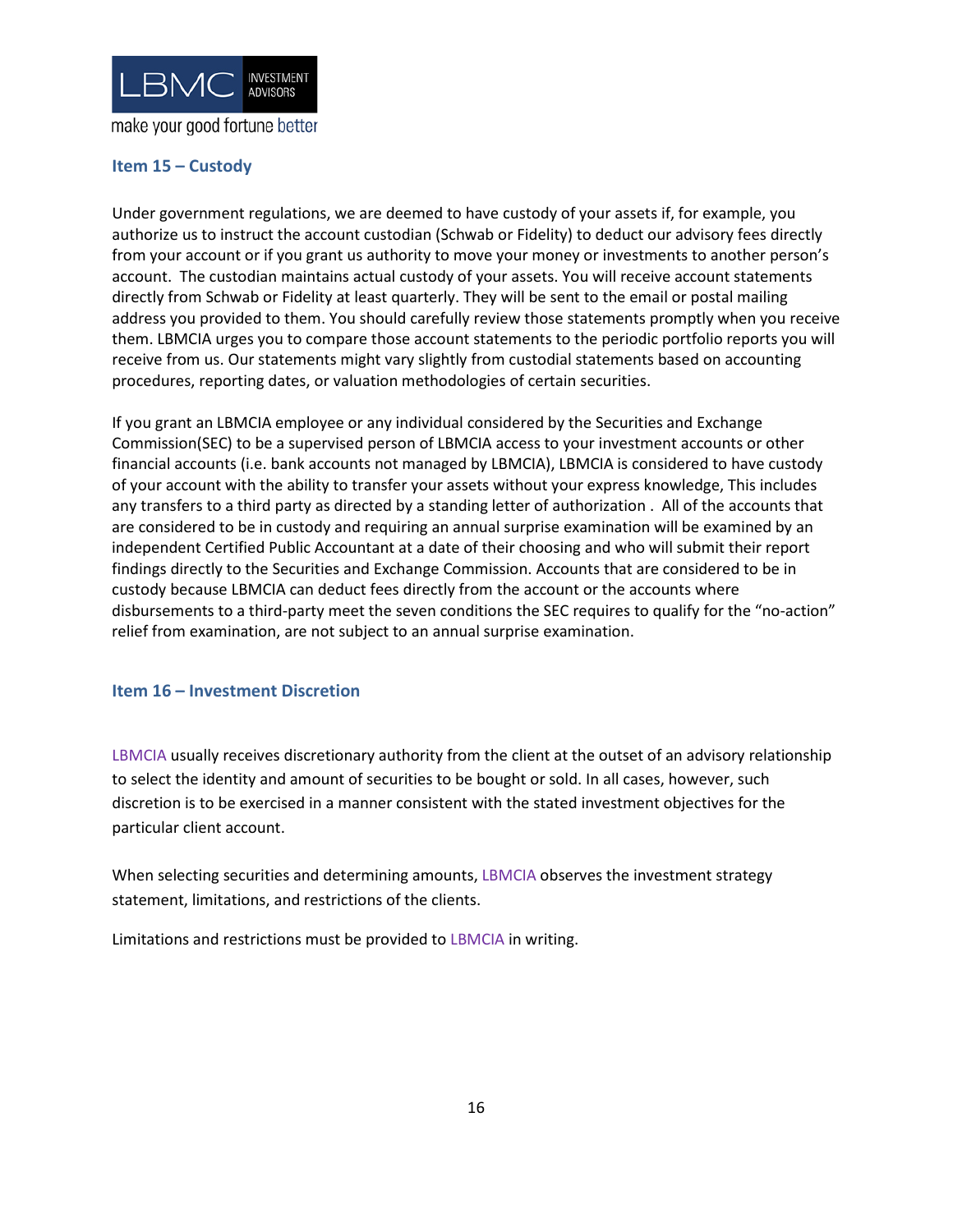## Item 15 – Custody

Under government regulations, we are deemed to have custody of your assets if, for example, you authorize us to instruct the account custodian (Schwab or Fidelity) to deduct our advisory fees directly from your account or if you grant us authority to move your money or investments to another person's account. The custodian maintains actual custody of your assets. You will receive account statements directly from Schwab or Fidelity at least quarterly. They will be sent to the email or postal mailing address you provided to them. You should carefully review those statements promptly when you receive them. LBMCIA urges you to compare those account statements to the periodic portfolio reports you will receive from us. Our statements might vary slightly from custodial statements based on accounting procedures, reporting dates, or valuation methodologies of certain securities.

If you grant an LBMCIA employee or any individual considered by the Securities and Exchange Commission(SEC) to be a supervised person of LBMCIA access to your investment accounts or other financial accounts (i.e. bank accounts not managed by LBMCIA), LBMCIA is considered to have custody of your account with the ability to transfer your assets without your express knowledge, This includes any transfers to a third party as directed by a standing letter of authorization . All of the accounts that are considered to be in custody and requiring an annual surprise examination will be examined by an independent Certified Public Accountant at a date of their choosing and who will submit their report findings directly to the Securities and Exchange Commission. Accounts that are considered to be in custody because LBMCIA can deduct fees directly from the account or the accounts where disbursements to a third-party meet the seven conditions the SEC requires to qualify for the "no-action" relief from examination, are not subject to an annual surprise examination.

## Item 16 – Investment Discretion

LBMCIA usually receives discretionary authority from the client at the outset of an advisory relationship to select the identity and amount of securities to be bought or sold. In all cases, however, such discretion is to be exercised in a manner consistent with the stated investment objectives for the particular client account.

When selecting securities and determining amounts, LBMCIA observes the investment strategy statement, limitations, and restrictions of the clients.

Limitations and restrictions must be provided to LBMCIA in writing.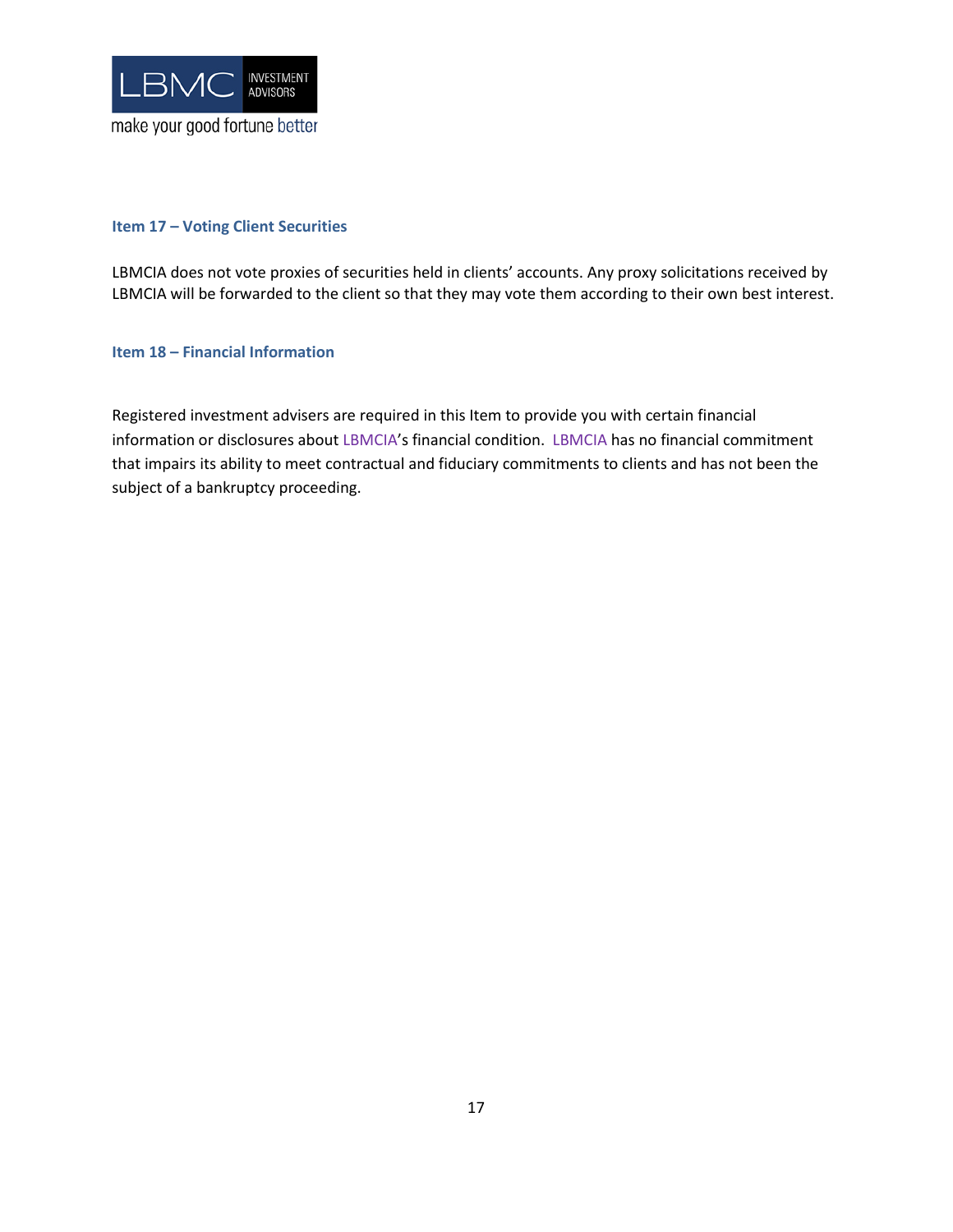## Item 17 – Voting Client Securities

LBMCIA does not vote proxies of securities held in clients' accounts. Any proxy solicitations received by LBMCIA will be forwarded to the client so that they may vote them according to their own best interest.

## Item 18 – Financial Information

Registered investment advisers are required in this Item to provide you with certain financial information or disclosures about LBMCIA's financial condition. LBMCIA has no financial commitment that impairs its ability to meet contractual and fiduciary commitments to clients and has not been the subject of a bankruptcy proceeding.